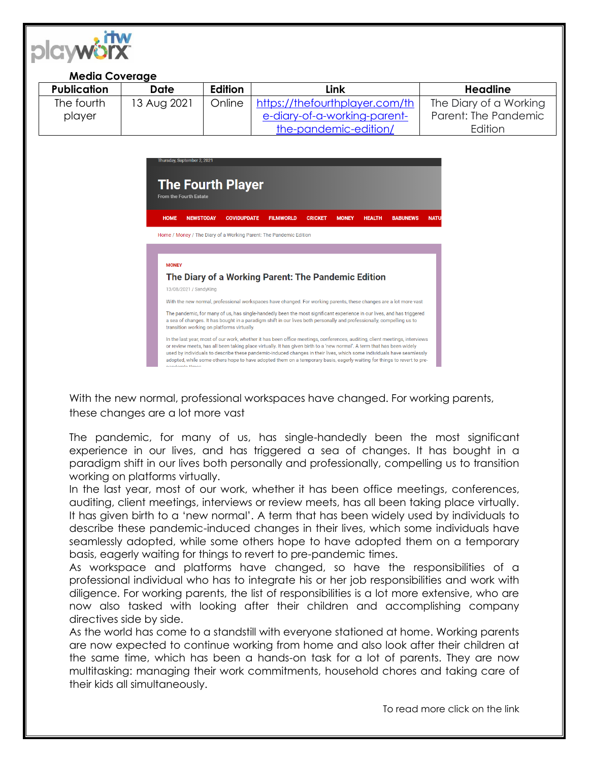**Media Coverage**

| Publication | Date | Edition | Link | Headline |
|---|---|---|---|---|
| The fourth player | 13 Aug 2021 | Online | https://thefourthplayer.com/the-diary-of-a-working-parent-the-pandemic-edition/ | The Diary of a Working Parent: The Pandemic Edition |

With the new normal, professional workspaces have changed. For working parents, these changes are a lot more vast

The pandemic, for many of us, has single-handedly been the most significant experience in our lives, and has triggered a sea of changes. It has bought in a paradigm shift in our lives both personally and professionally, compelling us to transition working on platforms virtually.

In the last year, most of our work, whether it has been office meetings, conferences, auditing, client meetings, interviews or review meets, has all been taking place virtually. It has given birth to a 'new normal'. A term that has been widely used by individuals to describe these pandemic-induced changes in their lives, which some individuals have seamlessly adopted, while some others hope to have adopted them on a temporary basis, eagerly waiting for things to revert to pre-pandemic times.

As workspace and platforms have changed, so have the responsibilities of a professional individual who has to integrate his or her job responsibilities and work with diligence. For working parents, the list of responsibilities is a lot more extensive, who are now also tasked with looking after their children and accomplishing company directives side by side.

As the world has come to a standstill with everyone stationed at home. Working parents are now expected to continue working from home and also look after their children at the same time, which has been a hands-on task for a lot of parents. They are now multitasking: managing their work commitments, household chores and taking care of their kids all simultaneously.

To read more click on the link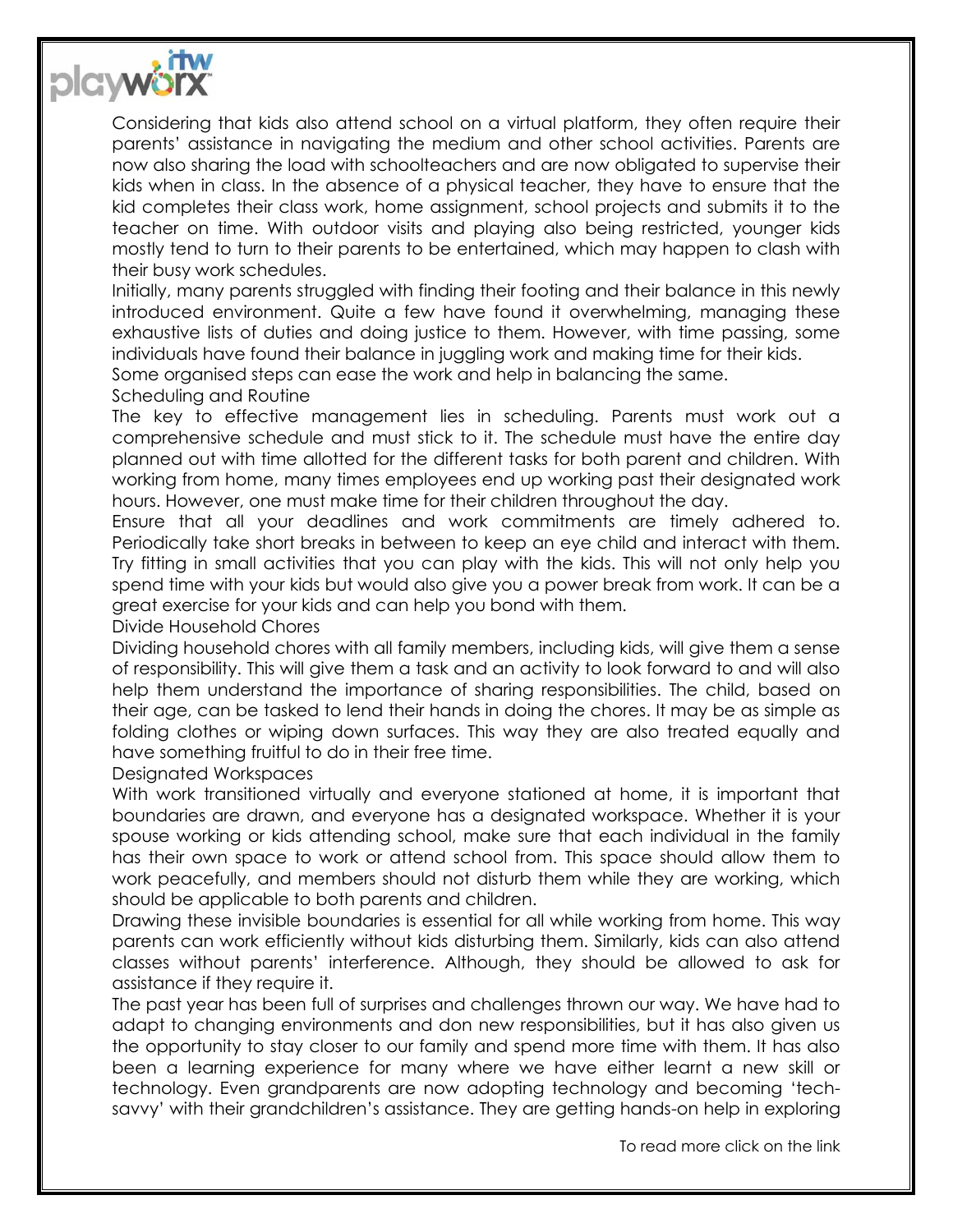Considering that kids also attend school on a virtual platform, they often require their parents' assistance in navigating the medium and other school activities. Parents are now also sharing the load with schoolteachers and are now obligated to supervise their kids when in class. In the absence of a physical teacher, they have to ensure that the kid completes their class work, home assignment, school projects and submits it to the teacher on time. With outdoor visits and playing also being restricted, younger kids mostly tend to turn to their parents to be entertained, which may happen to clash with their busy work schedules.

Initially, many parents struggled with finding their footing and their balance in this newly introduced environment. Quite a few have found it overwhelming, managing these exhaustive lists of duties and doing justice to them. However, with time passing, some individuals have found their balance in juggling work and making time for their kids.

Some organised steps can ease the work and help in balancing the same.

## Scheduling and Routine

The key to effective management lies in scheduling. Parents must work out a comprehensive schedule and must stick to it. The schedule must have the entire day planned out with time allotted for the different tasks for both parent and children. With working from home, many times employees end up working past their designated work hours. However, one must make time for their children throughout the day.

Ensure that all your deadlines and work commitments are timely adhered to. Periodically take short breaks in between to keep an eye child and interact with them. Try fitting in small activities that you can play with the kids. This will not only help you spend time with your kids but would also give you a power break from work. It can be a great exercise for your kids and can help you bond with them.

## Divide Household Chores

Dividing household chores with all family members, including kids, will give them a sense of responsibility. This will give them a task and an activity to look forward to and will also help them understand the importance of sharing responsibilities. The child, based on their age, can be tasked to lend their hands in doing the chores. It may be as simple as folding clothes or wiping down surfaces. This way they are also treated equally and have something fruitful to do in their free time.

## Designated Workspaces

With work transitioned virtually and everyone stationed at home, it is important that boundaries are drawn, and everyone has a designated workspace. Whether it is your spouse working or kids attending school, make sure that each individual in the family has their own space to work or attend school from. This space should allow them to work peacefully, and members should not disturb them while they are working, which should be applicable to both parents and children.

Drawing these invisible boundaries is essential for all while working from home. This way parents can work efficiently without kids disturbing them. Similarly, kids can also attend classes without parents' interference. Although, they should be allowed to ask for assistance if they require it.

The past year has been full of surprises and challenges thrown our way. We have had to adapt to changing environments and don new responsibilities, but it has also given us the opportunity to stay closer to our family and spend more time with them. It has also been a learning experience for many where we have either learnt a new skill or technology. Even grandparents are now adopting technology and becoming 'tech-savvy' with their grandchildren's assistance. They are getting hands-on help in exploring

To read more click on the link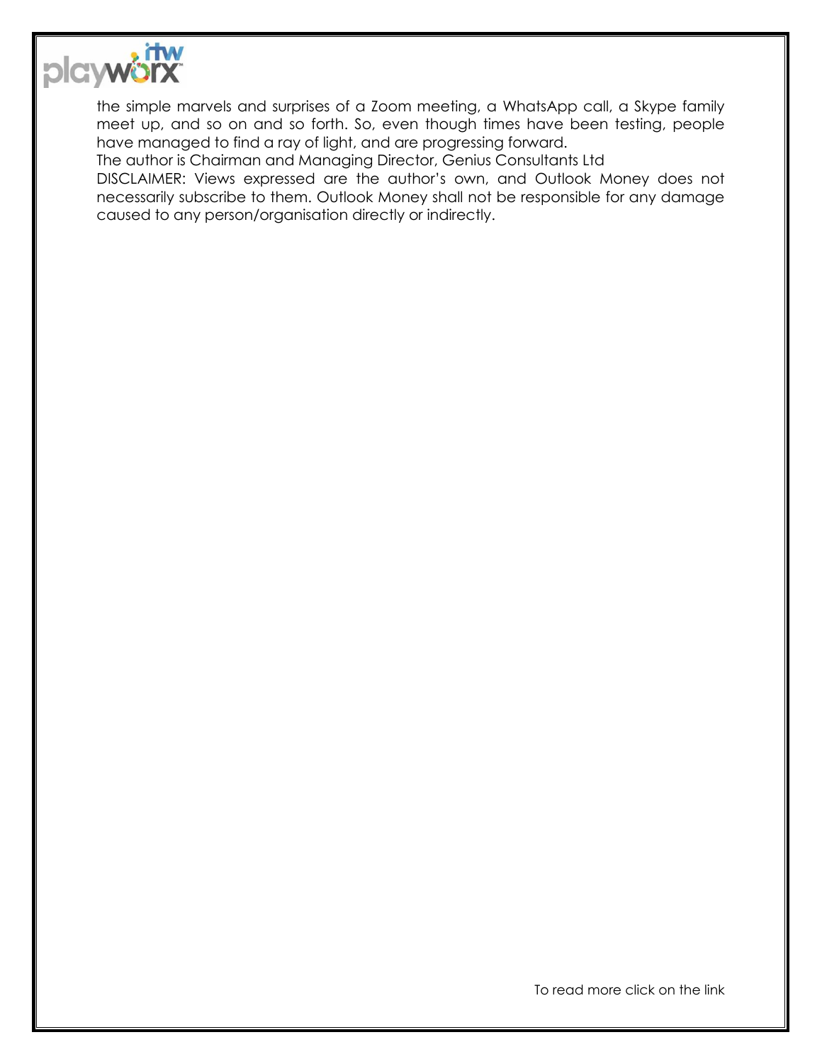the simple marvels and surprises of a Zoom meeting, a WhatsApp call, a Skype family meet up, and so on and so forth. So, even though times have been testing, people have managed to find a ray of light, and are progressing forward.

The author is Chairman and Managing Director, Genius Consultants Ltd

DISCLAIMER: Views expressed are the author's own, and Outlook Money does not necessarily subscribe to them. Outlook Money shall not be responsible for any damage caused to any person/organisation directly or indirectly.

To read more click on the link